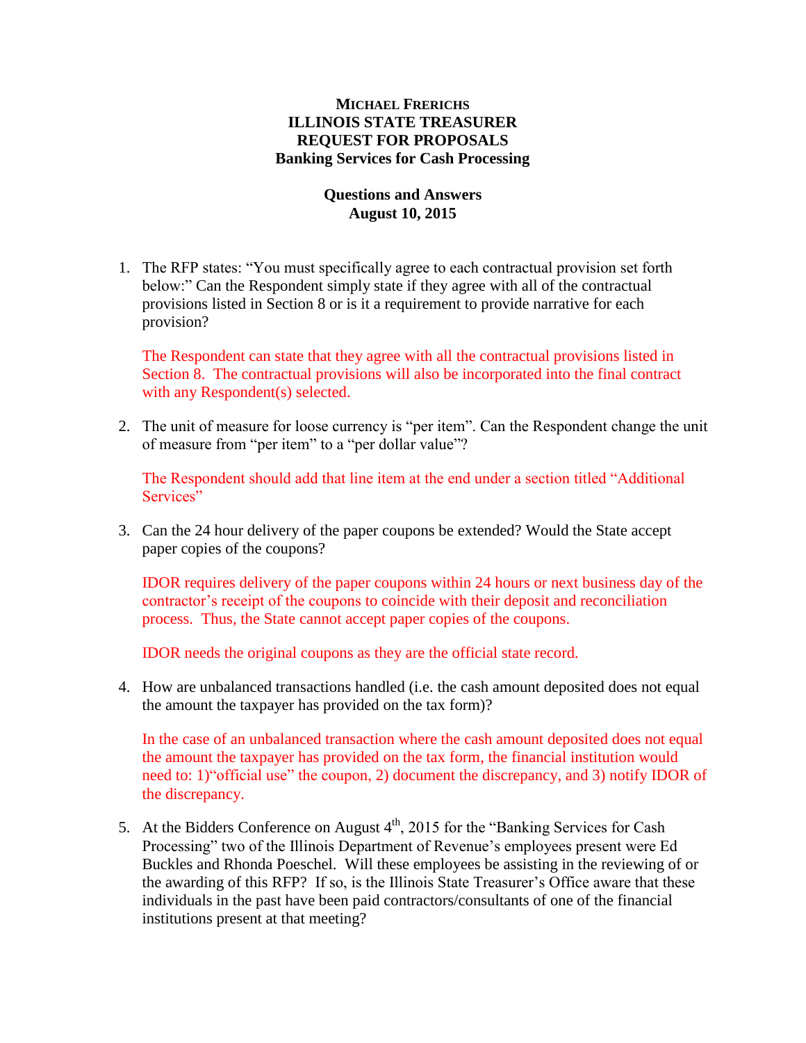**Michael Frerichs**
**ILLINOIS STATE TREASURER**
**REQUEST FOR PROPOSALS**
**Banking Services for Cash Processing**

**Questions and Answers**
**August 10, 2015**

1. The RFP states: "You must specifically agree to each contractual provision set forth below:" Can the Respondent simply state if they agree with all of the contractual provisions listed in Section 8 or is it a requirement to provide narrative for each provision?

   The Respondent can state that they agree with all the contractual provisions listed in Section 8. The contractual provisions will also be incorporated into the final contract with any Respondent(s) selected.

2. The unit of measure for loose currency is "per item". Can the Respondent change the unit of measure from "per item" to a "per dollar value"?

   The Respondent should add that line item at the end under a section titled "Additional Services"

3. Can the 24 hour delivery of the paper coupons be extended? Would the State accept paper copies of the coupons?

   IDOR requires delivery of the paper coupons within 24 hours or next business day of the contractor's receipt of the coupons to coincide with their deposit and reconciliation process. Thus, the State cannot accept paper copies of the coupons.

   IDOR needs the original coupons as they are the official state record.

4. How are unbalanced transactions handled (i.e. the cash amount deposited does not equal the amount the taxpayer has provided on the tax form)?

   In the case of an unbalanced transaction where the cash amount deposited does not equal the amount the taxpayer has provided on the tax form, the financial institution would need to: 1)"official use" the coupon, 2) document the discrepancy, and 3) notify IDOR of the discrepancy.

5. At the Bidders Conference on August 4th, 2015 for the "Banking Services for Cash Processing" two of the Illinois Department of Revenue's employees present were Ed Buckles and Rhonda Poeschel. Will these employees be assisting in the reviewing of or the awarding of this RFP? If so, is the Illinois State Treasurer's Office aware that these individuals in the past have been paid contractors/consultants of one of the financial institutions present at that meeting?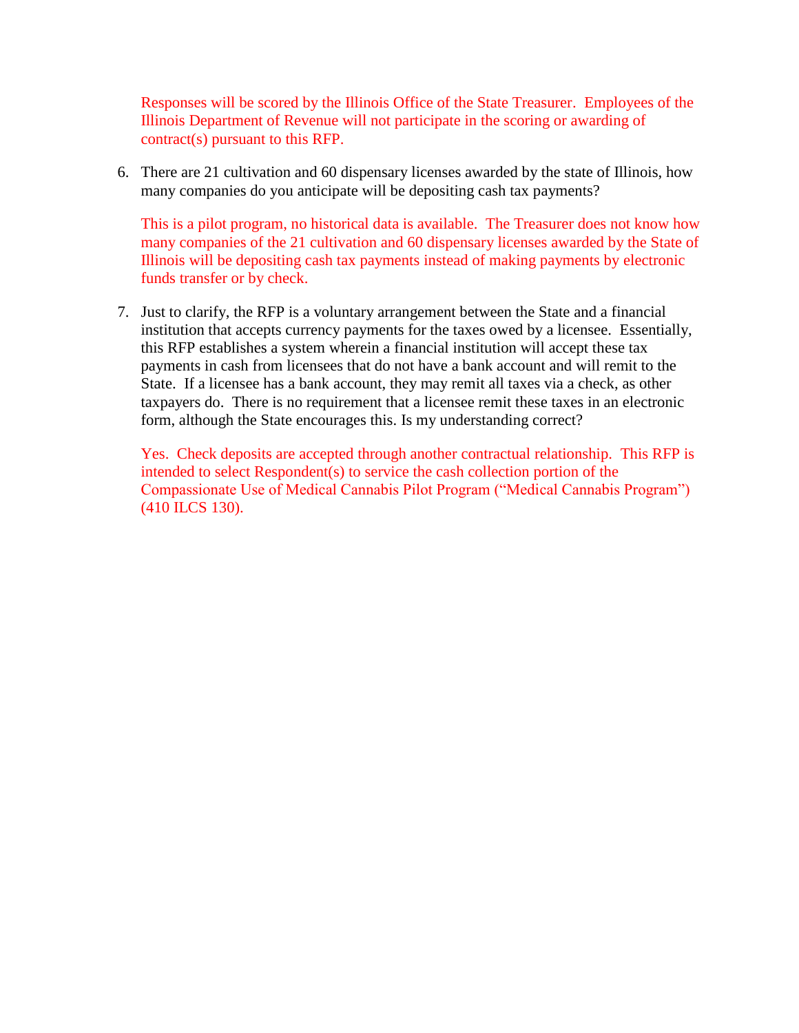Responses will be scored by the Illinois Office of the State Treasurer. Employees of the Illinois Department of Revenue will not participate in the scoring or awarding of contract(s) pursuant to this RFP.

6. There are 21 cultivation and 60 dispensary licenses awarded by the state of Illinois, how many companies do you anticipate will be depositing cash tax payments?

   This is a pilot program, no historical data is available. The Treasurer does not know how many companies of the 21 cultivation and 60 dispensary licenses awarded by the State of Illinois will be depositing cash tax payments instead of making payments by electronic funds transfer or by check.

7. Just to clarify, the RFP is a voluntary arrangement between the State and a financial institution that accepts currency payments for the taxes owed by a licensee. Essentially, this RFP establishes a system wherein a financial institution will accept these tax payments in cash from licensees that do not have a bank account and will remit to the State. If a licensee has a bank account, they may remit all taxes via a check, as other taxpayers do. There is no requirement that a licensee remit these taxes in an electronic form, although the State encourages this. Is my understanding correct?

   Yes. Check deposits are accepted through another contractual relationship. This RFP is intended to select Respondent(s) to service the cash collection portion of the Compassionate Use of Medical Cannabis Pilot Program ("Medical Cannabis Program") (410 ILCS 130).